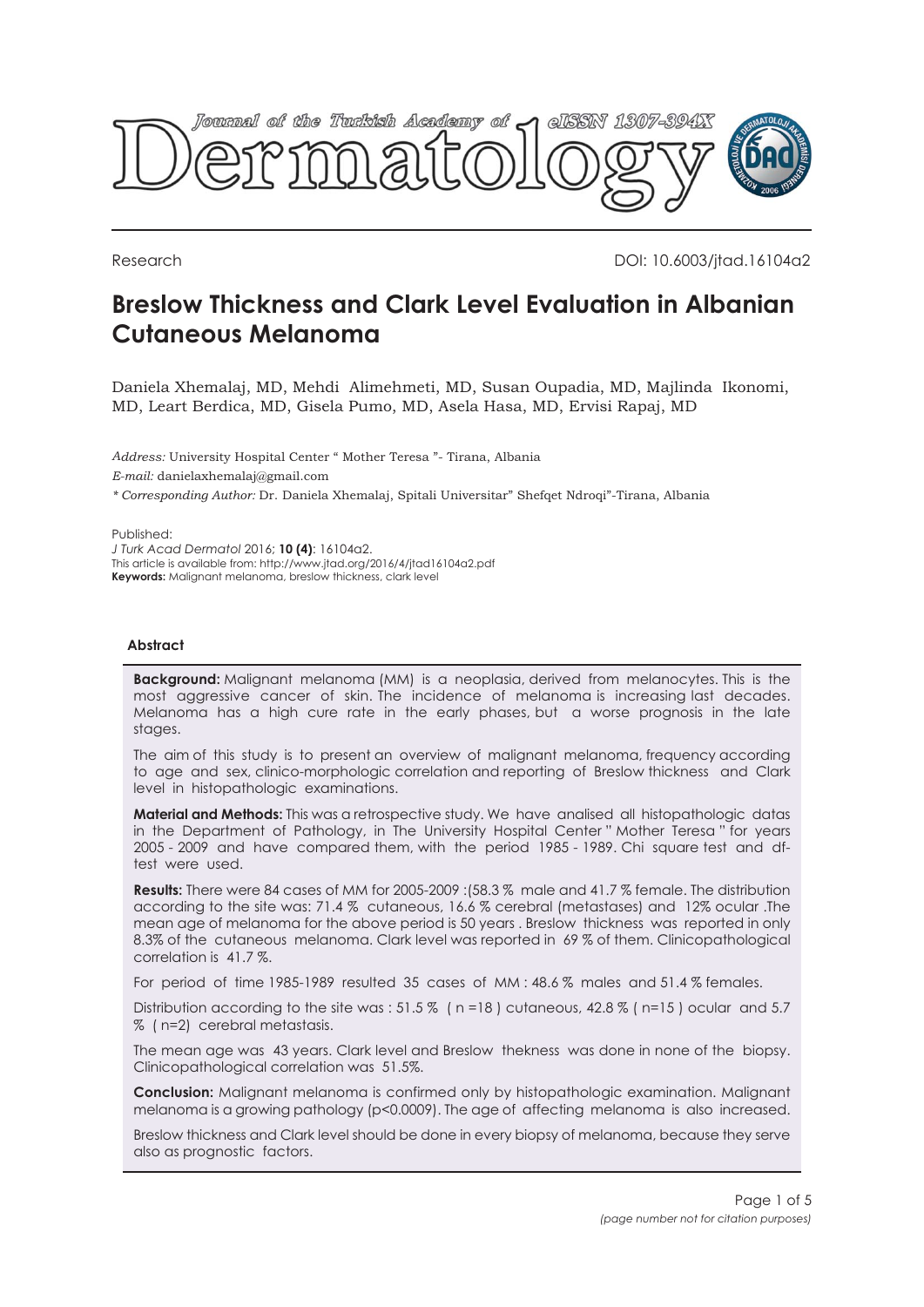Research

DOI: 10.6003/jtad.16104a2

# Breslow Thickness and Clark Level Evaluation in Albanian Cutaneous Melanoma

Daniela Xhemalaj, MD, Mehdi Alimehmeti, MD, Susan Oupadia, MD, Majlinda Ikonomi, MD, Leart Berdica, MD, Gisela Pumo, MD, Asela Hasa, MD, Ervisi Rapaj, MD

*Address:* University Hospital Center " Mother Teresa "- Tirana, Albania

*E-mail:* danielaxhemalaj@gmail.com

*\* Corresponding Author:* Dr. Daniela Xhemalaj, Spitali Universitar" Shefqet Ndroqi"-Tirana, Albania

Published:

*J Turk Acad Dermatol* 2016; **10 (4)**: 16104a2.

This article is available from: http://www.jtad.org/2016/4/jtad16104a2.pdf

**Keywords:** Malignant melanoma, breslow thickness, clark level

### Abstract

**Background:** Malignant melanoma (MM) is a neoplasia, derived from melanocytes. This is the most aggressive cancer of skin. The incidence of melanoma is increasing last decades. Melanoma has a high cure rate in the early phases, but a worse prognosis in the late stages.

The aim of this study is to present an overview of malignant melanoma, frequency according to age and sex, clinico-morphologic correlation and reporting of Breslow thickness and Clark level in histopathologic examinations.

**Material and Methods:** This was a retrospective study. We have analised all histopathologic datas in the Department of Pathology, in The University Hospital Center " Mother Teresa " for years 2005 - 2009 and have compared them, with the period 1985 - 1989. Chi square test and df-test were used.

**Results:** There were 84 cases of MM for 2005-2009 :(58.3 % male and 41.7 % female. The distribution according to the site was: 71.4 % cutaneous, 16.6 % cerebral (metastases) and 12% ocular .The mean age of melanoma for the above period is 50 years . Breslow thickness was reported in only 8.3% of the cutaneous melanoma. Clark level was reported in 69 % of them. Clinicopathological correlation is 41.7 %.

For period of time 1985-1989 resulted 35 cases of MM : 48.6 % males and 51.4 % females.

Distribution according to the site was : 51.5 % ( n =18 ) cutaneous, 42.8 % ( n=15 ) ocular and 5.7 % ( n=2) cerebral metastasis.

The mean age was 43 years. Clark level and Breslow thekness was done in none of the biopsy. Clinicopathological correlation was 51.5%.

**Conclusion:** Malignant melanoma is confirmed only by histopathologic examination. Malignant melanoma is a growing pathology (p<0.0009). The age of affecting melanoma is also increased.

Breslow thickness and Clark level should be done in every biopsy of melanoma, because they serve also as prognostic factors.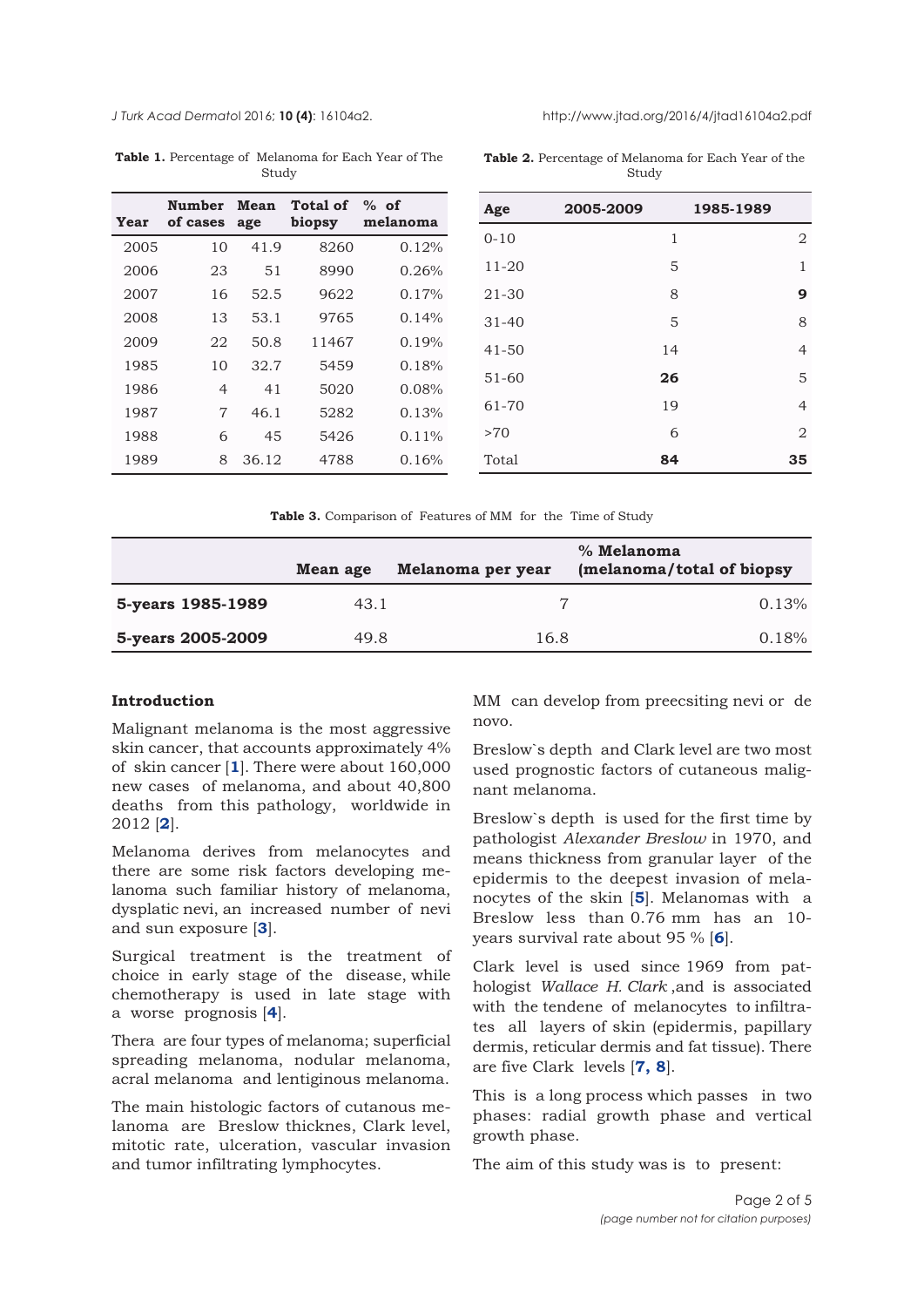**Table 1.** Percentage of Melanoma for Each Year of The Study

| Year | Number of cases | Mean age | Total of biopsy | % of melanoma |
|---|---|---|---|---|
| 2005 | 10 | 41.9 | 8260 | 0.12% |
| 2006 | 23 | 51 | 8990 | 0.26% |
| 2007 | 16 | 52.5 | 9622 | 0.17% |
| 2008 | 13 | 53.1 | 9765 | 0.14% |
| 2009 | 22 | 50.8 | 11467 | 0.19% |
| 1985 | 10 | 32.7 | 5459 | 0.18% |
| 1986 | 4 | 41 | 5020 | 0.08% |
| 1987 | 7 | 46.1 | 5282 | 0.13% |
| 1988 | 6 | 45 | 5426 | 0.11% |
| 1989 | 8 | 36.12 | 4788 | 0.16% |

**Table 2.** Percentage of Melanoma for Each Year of the Study

| Age | 2005-2009 | 1985-1989 |
|---|---|---|
| 0-10 | 1 | 2 |
| 11-20 | 5 | 1 |
| 21-30 | 8 | **9** |
| 31-40 | 5 | 8 |
| 41-50 | 14 | 4 |
| 51-60 | **26** | 5 |
| 61-70 | 19 | 4 |
| >70 | 6 | 2 |
| Total | **84** | **35** |

**Table 3.** Comparison of Features of MM for the Time of Study

| | Mean age | Melanoma per year | % Melanoma (melanoma/total of biopsy |
|---|---|---|---|
| **5-years 1985-1989** | 43.1 | 7 | 0.13% |
| **5-years 2005-2009** | 49.8 | 16.8 | 0.18% |

## Introduction

Malignant melanoma is the most aggressive skin cancer, that accounts approximately 4% of skin cancer [**1**]. There were about 160,000 new cases of melanoma, and about 40,800 deaths from this pathology, worldwide in 2012 [**2**].

Melanoma derives from melanocytes and there are some risk factors developing melanoma such familiar history of melanoma, dysplatic nevi, an increased number of nevi and sun exposure [**3**].

Surgical treatment is the treatment of choice in early stage of the disease, while chemotherapy is used in late stage with a worse prognosis [**4**].

Thera are four types of melanoma; superficial spreading melanoma, nodular melanoma, acral melanoma and lentiginous melanoma.

The main histologic factors of cutanous melanoma are Breslow thicknes, Clark level, mitotic rate, ulceration, vascular invasion and tumor infiltrating lymphocytes.

MM can develop from preecsiting nevi or de novo.

Breslow`s depth and Clark level are two most used prognostic factors of cutaneous malignant melanoma.

Breslow`s depth is used for the first time by pathologist *Alexander Breslow* in 1970, and means thickness from granular layer of the epidermis to the deepest invasion of melanocytes of the skin [**5**]. Melanomas with a Breslow less than 0.76 mm has an 10-years survival rate about 95 % [**6**].

Clark level is used since 1969 from pathologist *Wallace H. Clark* ,and is associated with the tendene of melanocytes to infiltrates all layers of skin (epidermis, papillary dermis, reticular dermis and fat tissue). There are five Clark levels [**7, 8**].

This is a long process which passes in two phases: radial growth phase and vertical growth phase.

The aim of this study was is to present: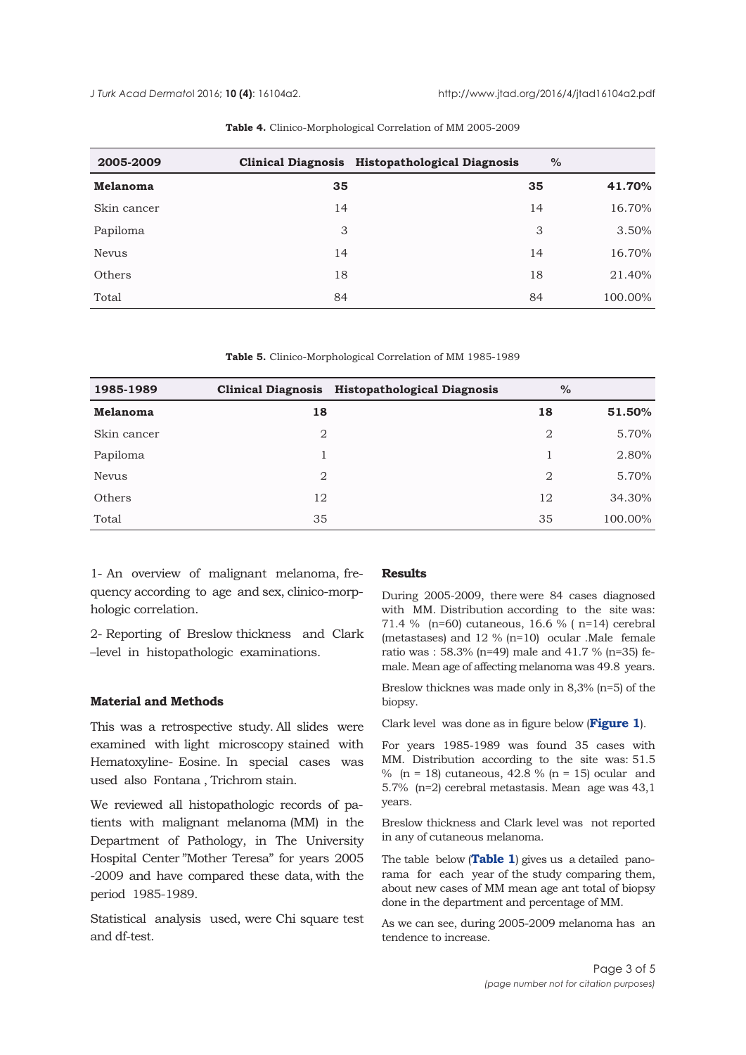**Table 4.** Clinico-Morphological Correlation of MM 2005-2009

| 2005-2009 | Clinical Diagnosis | Histopathological Diagnosis | % |
|---|---|---|---|
| **Melanoma** | **35** | **35** | **41.70%** |
| Skin cancer | 14 | 14 | 16.70% |
| Papiloma | 3 | 3 | 3.50% |
| Nevus | 14 | 14 | 16.70% |
| Others | 18 | 18 | 21.40% |
| Total | 84 | 84 | 100.00% |

**Table 5.** Clinico-Morphological Correlation of MM 1985-1989

| 1985-1989 | Clinical Diagnosis | Histopathological Diagnosis | % |
|---|---|---|---|
| **Melanoma** | **18** | **18** | **51.50%** |
| Skin cancer | 2 | 2 | 5.70% |
| Papiloma | 1 | 1 | 2.80% |
| Nevus | 2 | 2 | 5.70% |
| Others | 12 | 12 | 34.30% |
| Total | 35 | 35 | 100.00% |

1- An overview of malignant melanoma, frequency according to age and sex, clinico-morphologic correlation.

2- Reporting of Breslow thickness and Clark –level in histopathologic examinations.

## Material and Methods

This was a retrospective study. All slides were examined with light microscopy stained with Hematoxyline- Eosine. In special cases was used also Fontana , Trichrom stain.

We reviewed all histopathologic records of patients with malignant melanoma (MM) in the Department of Pathology, in The University Hospital Center "Mother Teresa" for years 2005 -2009 and have compared these data, with the period 1985-1989.

Statistical analysis used, were Chi square test and df-test.

## Results

During 2005-2009, there were 84 cases diagnosed with MM. Distribution according to the site was: 71.4 % (n=60) cutaneous, 16.6 % ( n=14) cerebral (metastases) and 12 % (n=10) ocular .Male female ratio was : 58.3% (n=49) male and 41.7 % (n=35) female. Mean age of affecting melanoma was 49.8 years.

Breslow thicknes was made only in 8,3% (n=5) of the biopsy.

Clark level was done as in figure below (**Figure 1**).

For years 1985-1989 was found 35 cases with MM. Distribution according to the site was: 51.5 % (n = 18) cutaneous, 42.8 % (n = 15) ocular and 5.7% (n=2) cerebral metastasis. Mean age was 43,1 years.

Breslow thickness and Clark level was not reported in any of cutaneous melanoma.

The table below (**Table 1**) gives us a detailed panorama for each year of the study comparing them, about new cases of MM mean age ant total of biopsy done in the department and percentage of MM.

As we can see, during 2005-2009 melanoma has an tendence to increase.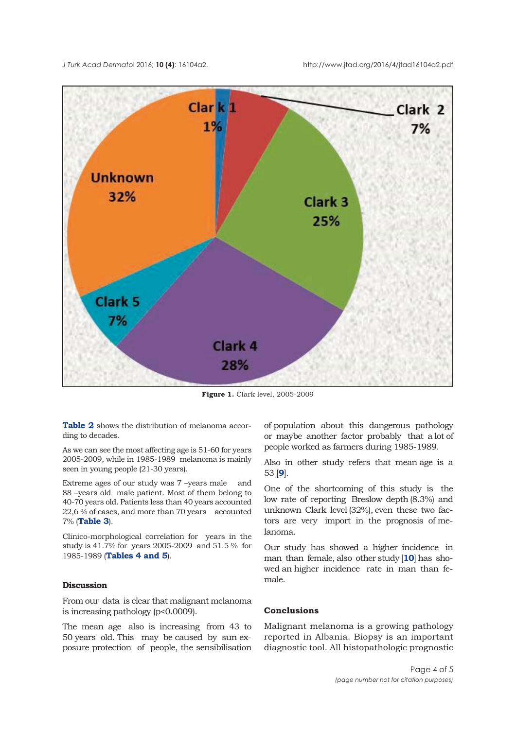**Figure 1.** Clark level, 2005-2009

**Table 2** shows the distribution of melanoma according to decades.

As we can see the most affecting age is 51-60 for years 2005-2009, while in 1985-1989 melanoma is mainly seen in young people (21-30 years).

Extreme ages of our study was 7 –years male and 88 –years old male patient. Most of them belong to 40-70 years old. Patients less than 40 years accounted 22,6 % of cases, and more than 70 years accounted 7% (**Table 3**).

Clinico-morphological correlation for years in the study is 41.7% for years 2005-2009 and 51.5 % for 1985-1989 (**Tables 4 and 5**).

## Discussion

From our data is clear that malignant melanoma is increasing pathology ($p<0.0009$).

The mean age also is increasing from 43 to 50 years old. This may be caused by sun exposure protection of people, the sensibilisation of population about this dangerous pathology or maybe another factor probably that a lot of people worked as farmers during 1985-1989.

Also in other study refers that mean age is a 53 [9].

One of the shortcoming of this study is the low rate of reporting Breslow depth (8.3%) and unknown Clark level (32%), even these two factors are very import in the prognosis of melanoma.

Our study has showed a higher incidence in man than female, also other study [10] has showed an higher incidence rate in man than female.

## Conclusions

Malignant melanoma is a growing pathology reported in Albania. Biopsy is an important diagnostic tool. All histopathologic prognostic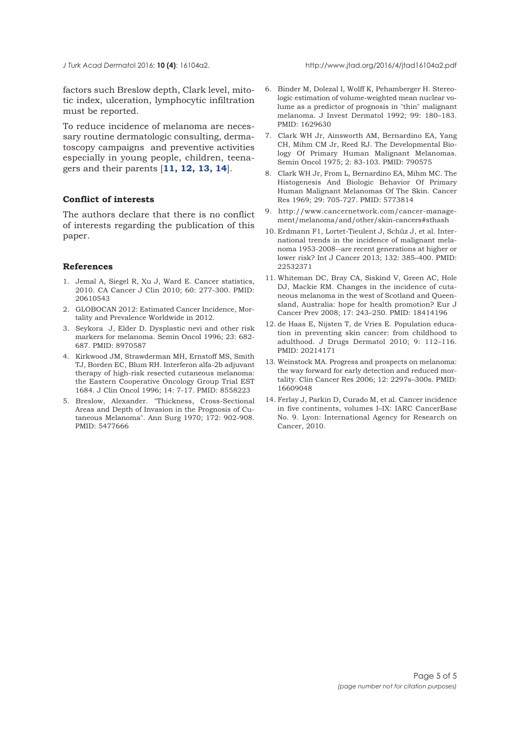factors such Breslow depth, Clark level, mitotic index, ulceration, lymphocytic infiltration must be reported.

To reduce incidence of melanoma are necessary routine dermatologic consulting, dermatoscopy campaigns and preventive activities especially in young people, children, teenagers and their parents [**11, 12, 13, 14**].

## Conflict of interests

The authors declare that there is no conflict of interests regarding the publication of this paper.

## References

1. Jemal A, Siegel R, Xu J, Ward E. Cancer statistics, 2010. CA Cancer J Clin 2010; 60: 277-300. PMID: 20610543
2. GLOBOCAN 2012: Estimated Cancer Incidence, Mortality and Prevalence Worldwide in 2012.
3. Seykora J, Elder D. Dysplastic nevi and other risk markers for melanoma. Semin Oncol 1996; 23: 682-687. PMID: 8970587
4. Kirkwood JM, Strawderman MH, Ernstoff MS, Smith TJ, Borden EC, Blum RH. Interferon alfa-2b adjuvant therapy of high-risk resected cutaneous melanoma: the Eastern Cooperative Oncology Group Trial EST 1684. J Clin Oncol 1996; 14: 7-17. PMID: 8558223
5. Breslow, Alexander. "Thickness, Cross-Sectional Areas and Depth of Invasion in the Prognosis of Cutaneous Melanoma". Ann Surg 1970; 172: 902-908. PMID: 5477666
6. Binder M, Dolezal I, Wolff K, Pehamberger H. Stereologic estimation of volume-weighted mean nuclear volume as a predictor of prognosis in "thin" malignant melanoma. J Invest Dermatol 1992; 99: 180–183. PMID: 1629630
7. Clark WH Jr, Ainsworth AM, Bernardino EA, Yang CH, Mihm CM Jr, Reed RJ. The Developmental Biology Of Primary Human Malignant Melanomas. Semin Oncol 1975; 2: 83-103. PMID: 790575
8. Clark WH Jr, From L, Bernardino EA, Mihm MC. The Histogenesis And Biologic Behavior Of Primary Human Malignant Melanomas Of The Skin. Cancer Res 1969; 29: 705-727. PMID: 5773814
9. http://www.cancernetwork.com/cancer-management/melanoma/and/other/skin-cancers#sthash
10. Erdmann F1, Lortet-Tieulent J, Schüz J, et al. International trends in the incidence of malignant melanoma 1953-2008--are recent generations at higher or lower risk? Int J Cancer 2013; 132: 385–400. PMID: 22532371
11. Whiteman DC, Bray CA, Siskind V, Green AC, Hole DJ, Mackie RM. Changes in the incidence of cutaneous melanoma in the west of Scotland and Queensland, Australia: hope for health promotion? Eur J Cancer Prev 2008; 17: 243–250. PMID: 18414196
12. de Haas E, Nijsten T, de Vries E. Population education in preventing skin cancer: from childhood to adulthood. J Drugs Dermatol 2010; 9: 112–116. PMID: 20214171
13. Weinstock MA. Progress and prospects on melanoma: the way forward for early detection and reduced mortality. Clin Cancer Res 2006; 12: 2297s–300s. PMID: 16609048
14. Ferlay J, Parkin D, Curado M, et al. Cancer incidence in five continents, volumes I–IX: IARC CancerBase No. 9. Lyon: International Agency for Research on Cancer, 2010.